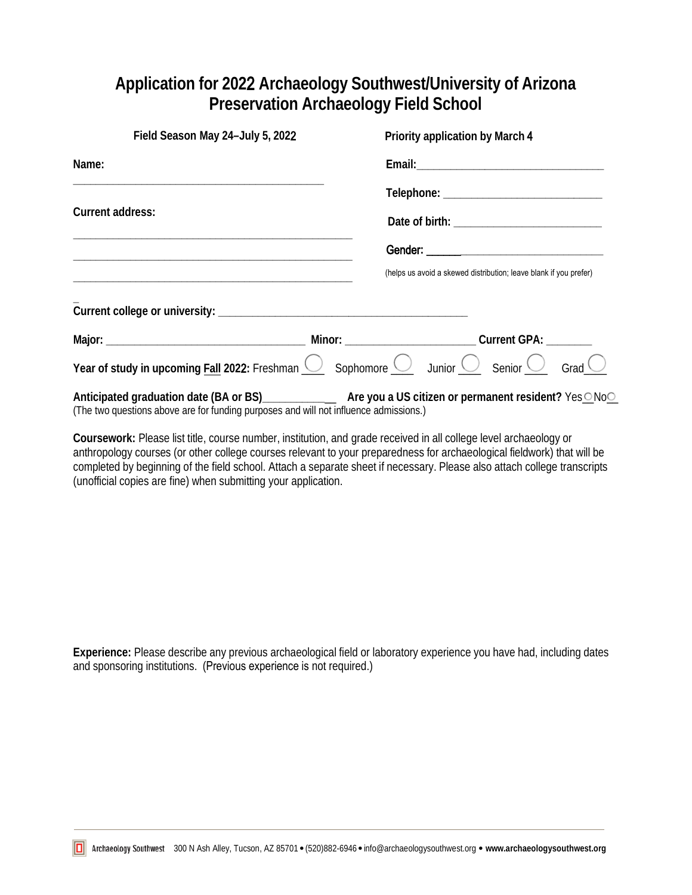# Application for 2022 Archaeology Southwest/University of Arizona Preservation Archaeology Field School

**Field Season May 24–July 5, 2022**

**Priority application by March 4**

**Name:** ____________________________________________

**Email:** ________________________________

**Telephone:** ___________________________

**Current address:**

____________________________________________________

____________________________________________________

____________________________________________________

**Date of birth:** _________________________

**Gender:** ________________________________

(helps us avoid a skewed distribution; leave blank if you prefer)

**Current college or university:** _____________________________________________

**Major:** ___________________________________ **Minor:** _______________________ **Current GPA:** ________

**Year of study in upcoming Fall 2022:** Freshman ◯ Sophomore ◯ Junior ◯ Senior ◯ Grad ◯

**Anticipated graduation date (BA or BS)**_____________ **Are you a US citizen or permanent resident?** Yes ◯ No ◯

(The two questions above are for funding purposes and will not influence admissions.)

**Coursework:** Please list title, course number, institution, and grade received in all college level archaeology or anthropology courses (or other college courses relevant to your preparedness for archaeological fieldwork) that will be completed by beginning of the field school. Attach a separate sheet if necessary. Please also attach college transcripts (unofficial copies are fine) when submitting your application.

**Experience:** Please describe any previous archaeological field or laboratory experience you have had, including dates and sponsoring institutions. (Previous experience is not required.)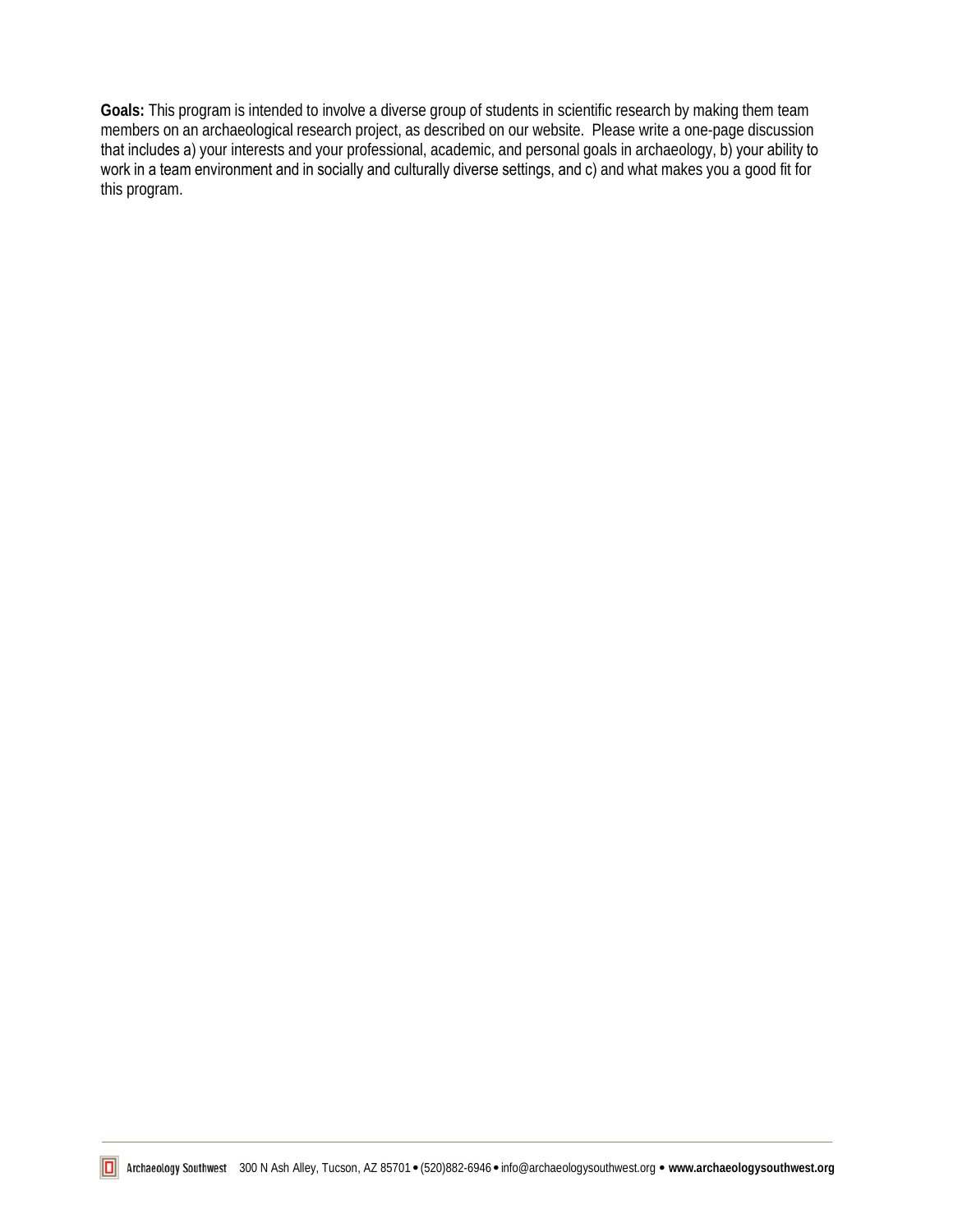**Goals:** This program is intended to involve a diverse group of students in scientific research by making them team members on an archaeological research project, as described on our website. Please write a one-page discussion that includes a) your interests and your professional, academic, and personal goals in archaeology, b) your ability to work in a team environment and in socially and culturally diverse settings, and c) and what makes you a good fit for this program.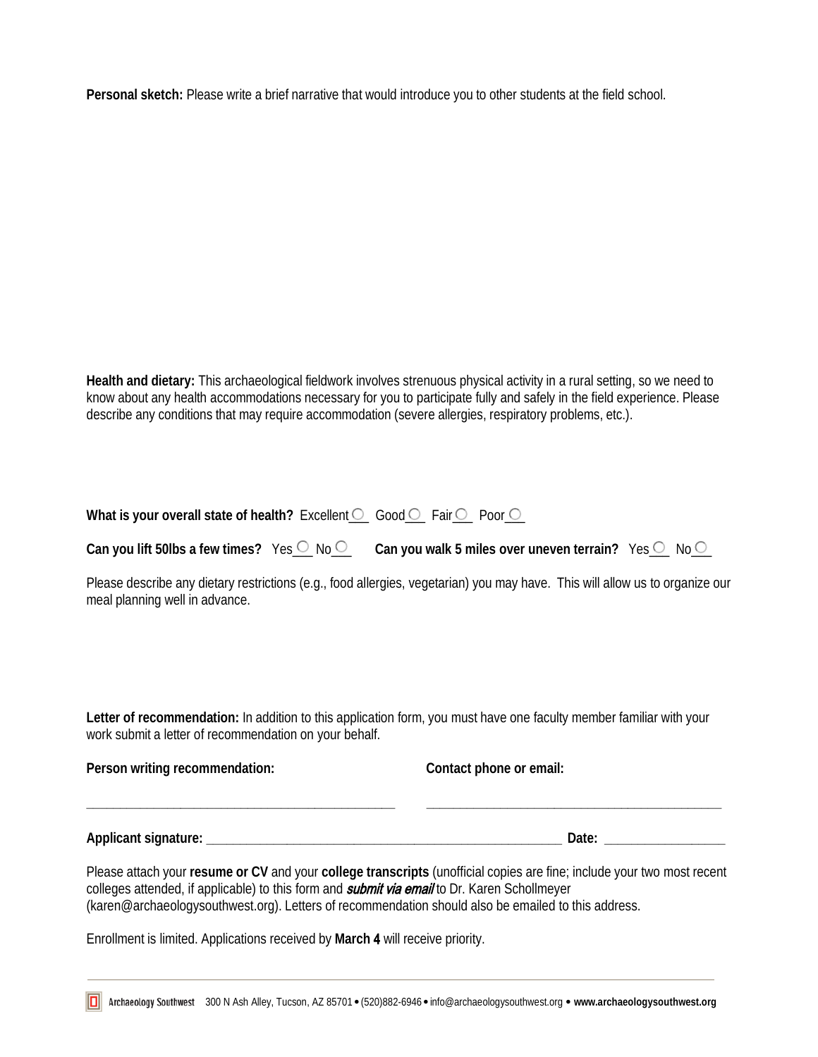**Personal sketch:** Please write a brief narrative that would introduce you to other students at the field school.

**Health and dietary:** This archaeological fieldwork involves strenuous physical activity in a rural setting, so we need to know about any health accommodations necessary for you to participate fully and safely in the field experience. Please describe any conditions that may require accommodation (severe allergies, respiratory problems, etc.).

**What is your overall state of health?** Excellent ○ Good ○ Fair ○ Poor ○

**Can you lift 50lbs a few times?** Yes ○ No ○ **Can you walk 5 miles over uneven terrain?** Yes ○ No ○

Please describe any dietary restrictions (e.g., food allergies, vegetarian) you may have. This will allow us to organize our meal planning well in advance.

**Letter of recommendation:** In addition to this application form, you must have one faculty member familiar with your work submit a letter of recommendation on your behalf.

**Person writing recommendation:** **Contact phone or email:**

_______________________________________________ _____________________________________________

**Applicant signature:** ______________________________________________________ **Date:** _________________

Please attach your **resume or CV** and your **college transcripts** (unofficial copies are fine; include your two most recent colleges attended, if applicable) to this form and ***submit via email*** to Dr. Karen Schollmeyer (karen@archaeologysouthwest.org). Letters of recommendation should also be emailed to this address.

Enrollment is limited. Applications received by **March 4** will receive priority.

Archaeology Southwest 300 N Ash Alley, Tucson, AZ 85701 • (520)882-6946 • info@archaeologysouthwest.org • **www.archaeologysouthwest.org**